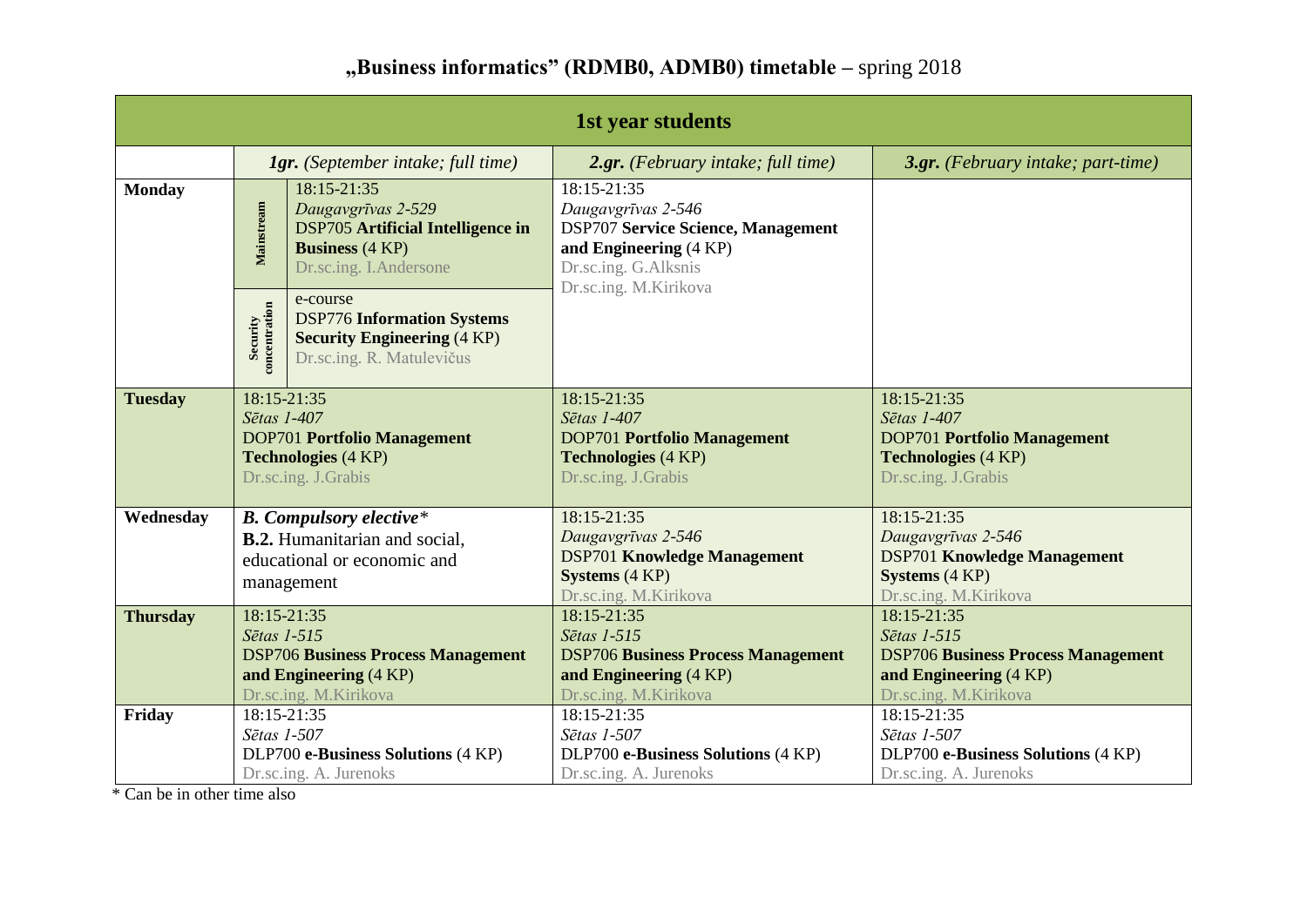# „Business informatics" (RDMB0, ADMB0) timetable – spring 2018

| 1st year students | | | | |
|---|---|---|---|---|
| | ***1gr.** (September intake; full time)* | | ***2.gr.** (February intake; full time)* | ***3.gr.** (February intake; part-time)* |
| **Monday** | **Mainstream** | 18:15-21:35<br>*Daugavgrīvas 2-529*<br>DSP705 **Artificial Intelligence in Business** (4 KP)<br>Dr.sc.ing. I.Andersone | 18:15-21:35<br>*Daugavgrīvas 2-546*<br>DSP707 **Service Science, Management and Engineering** (4 KP)<br>Dr.sc.ing. G.Alksnis<br>Dr.sc.ing. M.Kirikova | |
| | **Security concentration** | e-course<br>DSP776 **Information Systems Security Engineering** (4 KP)<br>Dr.sc.ing. R. Matulevičus | | |
| **Tuesday** | 18:15-21:35<br>*Sētas 1-407*<br>DOP701 **Portfolio Management Technologies** (4 KP)<br>Dr.sc.ing. J.Grabis | | 18:15-21:35<br>*Sētas 1-407*<br>DOP701 **Portfolio Management Technologies** (4 KP)<br>Dr.sc.ing. J.Grabis | 18:15-21:35<br>*Sētas 1-407*<br>DOP701 **Portfolio Management Technologies** (4 KP)<br>Dr.sc.ing. J.Grabis |
| **Wednesday** | ***B. Compulsory elective**\**<br>**B.2.** Humanitarian and social, educational or economic and management | | 18:15-21:35<br>*Daugavgrīvas 2-546*<br>DSP701 **Knowledge Management Systems** (4 KP)<br>Dr.sc.ing. M.Kirikova | 18:15-21:35<br>*Daugavgrīvas 2-546*<br>DSP701 **Knowledge Management Systems** (4 KP)<br>Dr.sc.ing. M.Kirikova |
| **Thursday** | 18:15-21:35<br>*Sētas 1-515*<br>DSP706 **Business Process Management and Engineering** (4 KP)<br>Dr.sc.ing. M.Kirikova | | 18:15-21:35<br>*Sētas 1-515*<br>DSP706 **Business Process Management and Engineering** (4 KP)<br>Dr.sc.ing. M.Kirikova | 18:15-21:35<br>*Sētas 1-515*<br>DSP706 **Business Process Management and Engineering** (4 KP)<br>Dr.sc.ing. M.Kirikova |
| **Friday** | 18:15-21:35<br>*Sētas 1-507*<br>DLP700 **e-Business Solutions** (4 KP)<br>Dr.sc.ing. A. Jurenoks | | 18:15-21:35<br>*Sētas 1-507*<br>DLP700 **e-Business Solutions** (4 KP)<br>Dr.sc.ing. A. Jurenoks | 18:15-21:35<br>*Sētas 1-507*<br>DLP700 **e-Business Solutions** (4 KP)<br>Dr.sc.ing. A. Jurenoks |

\* Can be in other time also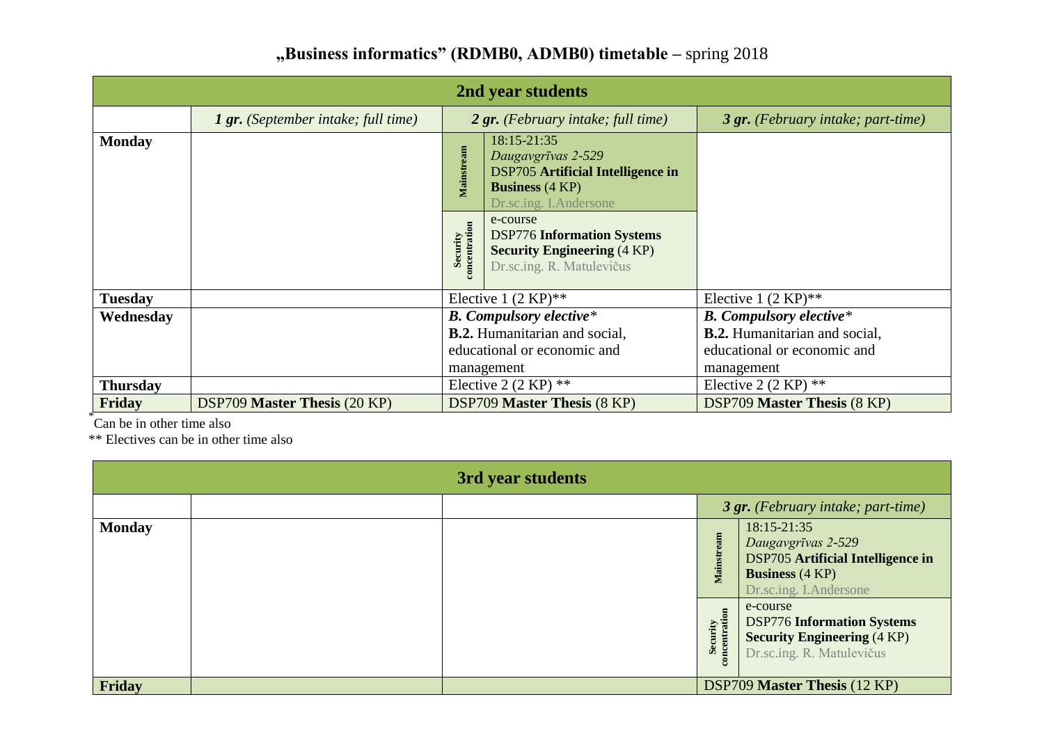# „Business informatics” (RDMB0, ADMB0) timetable – spring 2018

| 2nd year students | | | | |
|---|---|---|---|---|
| | ***1 gr.*** *(September intake; full time)* | ***2 gr.*** *(February intake; full time)* | | ***3 gr.*** *(February intake; part-time)* |
| **Monday** | | Mainstream | 18:15-21:35<br>*Daugavgrīvas 2-529*<br>DSP705 **Artificial Intelligence in Business** (4 KP)<br>Dr.sc.ing. I.Andersone | |
| | | Security concentration | e-course<br>DSP776 **Information Systems Security Engineering** (4 KP)<br>Dr.sc.ing. R. Matulevičus | |
| **Tuesday** | | Elective 1 (2 KP)** | | Elective 1 (2 KP)** |
| **Wednesday** | | ***B. Compulsory elective**** <br>**B.2.** Humanitarian and social, educational or economic and management | | ***B. Compulsory elective**** <br>**B.2.** Humanitarian and social, educational or economic and management |
| **Thursday** | | Elective 2 (2 KP) ** | | Elective 2 (2 KP) ** |
| **Friday** | DSP709 **Master Thesis** (20 KP) | DSP709 **Master Thesis** (8 KP) | | DSP709 **Master Thesis** (8 KP) |

* Can be in other time also

** Electives can be in other time also

| 3rd year students | | | | |
|---|---|---|---|---|
| | | | ***3 gr.*** *(February intake; part-time)* | |
| **Monday** | | | Mainstream | 18:15-21:35<br>*Daugavgrīvas 2-529*<br>DSP705 **Artificial Intelligence in Business** (4 KP)<br>Dr.sc.ing. I.Andersone |
| | | | Security concentration | e-course<br>DSP776 **Information Systems Security Engineering** (4 KP)<br>Dr.sc.ing. R. Matulevičus |
| **Friday** | | | DSP709 **Master Thesis** (12 KP) | |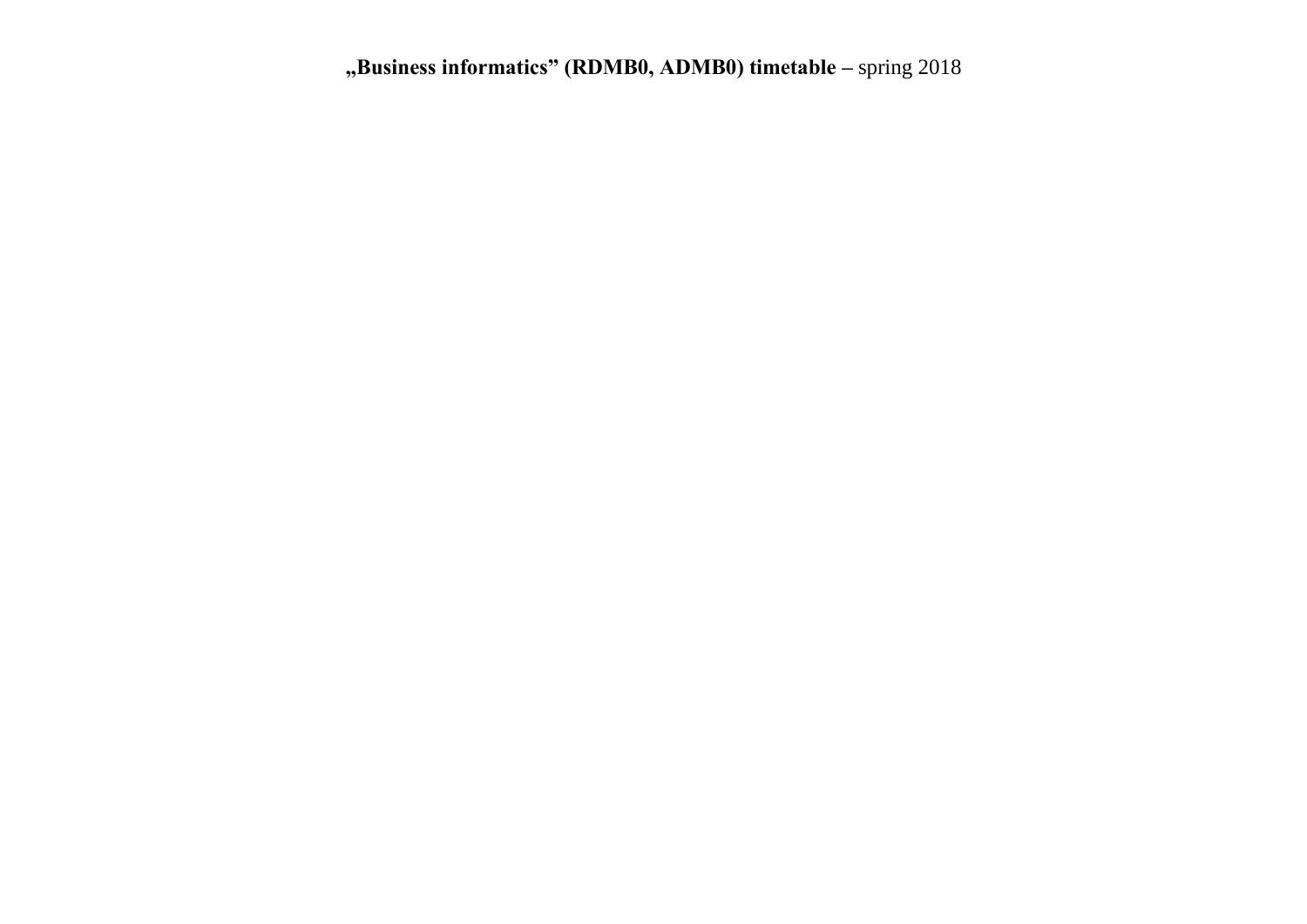**„Business informatics" (RDMB0, ADMB0) timetable** – spring 2018